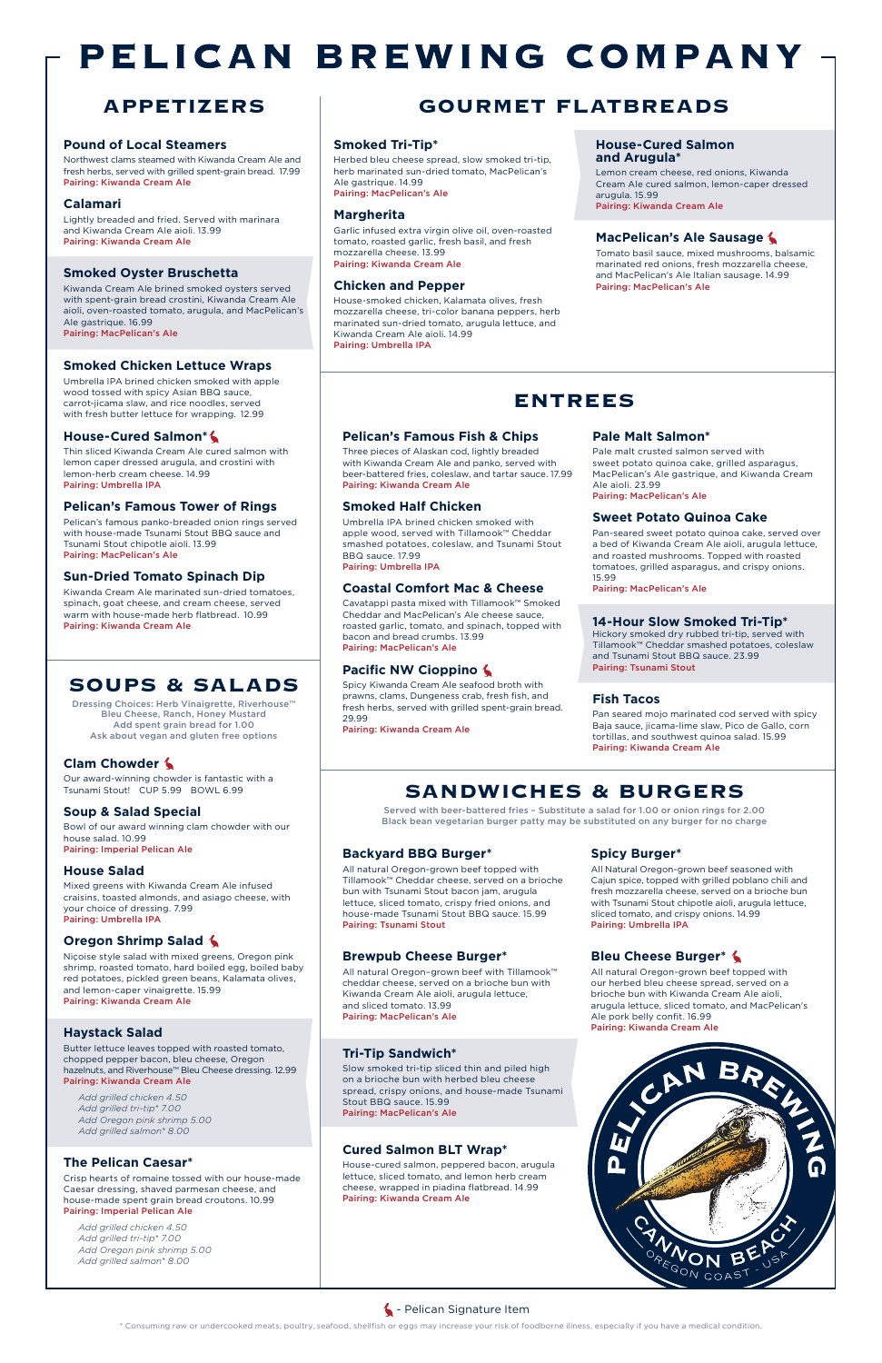# PELICAN BREWING COMPANY

## APPETIZERS

### Pound of Local Steamers
Northwest clams steamed with Kiwanda Cream Ale and fresh herbs, served with grilled spent-grain bread. 17.99
Pairing: Kiwanda Cream Ale

### Calamari
Lightly breaded and fried. Served with marinara and Kiwanda Cream Ale aioli. 13.99
Pairing: Kiwanda Cream Ale

### Smoked Oyster Bruschetta
Kiwanda Cream Ale brined smoked oysters served with spent-grain bread crostini, Kiwanda Cream Ale aioli, oven-roasted tomato, arugula, and MacPelican's Ale gastrique. 16.99
Pairing: MacPelican's Ale

### Smoked Chicken Lettuce Wraps
Umbrella IPA brined chicken smoked with apple wood tossed with spicy Asian BBQ sauce, carrot-jicama slaw, and rice noodles, served with fresh butter lettuce for wrapping. 12.99

### House-Cured Salmon* (Pelican Signature Item)
Thin sliced Kiwanda Cream Ale cured salmon with lemon caper dressed arugula, and crostini with lemon-herb cream cheese. 14.99
Pairing: Umbrella IPA

### Pelican's Famous Tower of Rings
Pelican's famous panko-breaded onion rings served with house-made Tsunami Stout BBQ sauce and Tsunami Stout chipotle aioli. 13.99
Pairing: MacPelican's Ale

### Sun-Dried Tomato Spinach Dip
Kiwanda Cream Ale marinated sun-dried tomatoes, spinach, goat cheese, and cream cheese, served warm with house-made herb flatbread. 10.99
Pairing: Kiwanda Cream Ale

## SOUPS & SALADS

Dressing Choices: Herb Vinaigrette, Riverhouse™ Bleu Cheese, Ranch, Honey Mustard
Add spent grain bread for 1.00
Ask about vegan and gluten free options

### Clam Chowder (Pelican Signature Item)
Our award-winning chowder is fantastic with a Tsunami Stout! CUP 5.99 BOWL 6.99

### Soup & Salad Special
Bowl of our award winning clam chowder with our house salad. 10.99
Pairing: Imperial Pelican Ale

### House Salad
Mixed greens with Kiwanda Cream Ale infused craisins, toasted almonds, and asiago cheese, with your choice of dressing. 7.99
Pairing: Umbrella IPA

### Oregon Shrimp Salad (Pelican Signature Item)
Niçoise style salad with mixed greens, Oregon pink shrimp, roasted tomato, hard boiled egg, boiled baby red potatoes, pickled green beans, Kalamata olives, and lemon-caper vinaigrette. 15.99
Pairing: Kiwanda Cream Ale

### Haystack Salad
Butter lettuce leaves topped with roasted tomato, chopped pepper bacon, bleu cheese, Oregon hazelnuts, and Riverhouse™ Bleu Cheese dressing. 12.99
Pairing: Kiwanda Cream Ale

*Add grilled chicken 4.50*
*Add grilled tri-tip* 7.00*
*Add Oregon pink shrimp 5.00*
*Add grilled salmon* 8.00*

### The Pelican Caesar*
Crisp hearts of romaine tossed with our house-made Caesar dressing, shaved parmesan cheese, and house-made spent grain bread croutons. 10.99
Pairing: Imperial Pelican Ale

*Add grilled chicken 4.50*
*Add grilled tri-tip* 7.00*
*Add Oregon pink shrimp 5.00*
*Add grilled salmon* 8.00*

## GOURMET FLATBREADS

### Smoked Tri-Tip*
Herbed bleu cheese spread, slow smoked tri-tip, herb marinated sun-dried tomato, MacPelican's Ale gastrique. 14.99
Pairing: MacPelican's Ale

### Margherita
Garlic infused extra virgin olive oil, oven-roasted tomato, roasted garlic, fresh basil, and fresh mozzarella cheese. 13.99
Pairing: Kiwanda Cream Ale

### Chicken and Pepper
House-smoked chicken, Kalamata olives, fresh mozzarella cheese, tri-color banana peppers, herb marinated sun-dried tomato, arugula lettuce, and Kiwanda Cream Ale aioli. 14.99
Pairing: Umbrella IPA

### House-Cured Salmon and Arugula*
Lemon cream cheese, red onions, Kiwanda Cream Ale cured salmon, lemon-caper dressed arugula. 15.99
Pairing: Kiwanda Cream Ale

### MacPelican's Ale Sausage (Pelican Signature Item)
Tomato basil sauce, mixed mushrooms, balsamic marinated red onions, fresh mozzarella cheese, and MacPelican's Ale Italian sausage. 14.99
Pairing: MacPelican's Ale

## ENTREES

### Pelican's Famous Fish & Chips
Three pieces of Alaskan cod, lightly breaded with Kiwanda Cream Ale and panko, served with beer-battered fries, coleslaw, and tartar sauce. 17.99
Pairing: Kiwanda Cream Ale

### Smoked Half Chicken
Umbrella IPA brined chicken smoked with apple wood, served with Tillamook™ Cheddar smashed potatoes, coleslaw, and Tsunami Stout BBQ sauce. 17.99
Pairing: Umbrella IPA

### Coastal Comfort Mac & Cheese
Cavatappi pasta mixed with Tillamook™ Smoked Cheddar and MacPelican's Ale cheese sauce, roasted garlic, tomato, and spinach, topped with bacon and bread crumbs. 13.99
Pairing: MacPelican's Ale

### Pacific NW Cioppino (Pelican Signature Item)
Spicy Kiwanda Cream Ale seafood broth with prawns, clams, Dungeness crab, fresh fish, and fresh herbs, served with grilled spent-grain bread. 29.99
Pairing: Kiwanda Cream Ale

### Pale Malt Salmon*
Pale malt crusted salmon served with sweet potato quinoa cake, grilled asparagus, MacPelican's Ale gastrique, and Kiwanda Cream Ale aioli. 23.99
Pairing: MacPelican's Ale

### Sweet Potato Quinoa Cake
Pan-seared sweet potato quinoa cake, served over a bed of Kiwanda Cream Ale aioli, arugula lettuce, and roasted mushrooms. Topped with roasted tomatoes, grilled asparagus, and crispy onions. 15.99
Pairing: MacPelican's Ale

### 14-Hour Slow Smoked Tri-Tip*
Hickory smoked dry rubbed tri-tip, served with Tillamook™ Cheddar smashed potatoes, coleslaw and Tsunami Stout BBQ sauce. 23.99
Pairing: Tsunami Stout

### Fish Tacos
Pan seared mojo marinated cod served with spicy Baja sauce, jicama-lime slaw, Pico de Gallo, corn tortillas, and southwest quinoa salad. 15.99
Pairing: Kiwanda Cream Ale

## SANDWICHES & BURGERS

Served with beer-battered fries – Substitute a salad for 1.00 or onion rings for 2.00
Black bean vegetarian burger patty may be substituted on any burger for no charge

### Backyard BBQ Burger*
All natural Oregon-grown beef topped with Tillamook™ Cheddar cheese, served on a brioche bun with Tsunami Stout bacon jam, arugula lettuce, sliced tomato, crispy fried onions, and house-made Tsunami Stout BBQ sauce. 15.99
Pairing: Tsunami Stout

### Brewpub Cheese Burger*
All natural Oregon-grown beef with Tillamook™ cheddar cheese, served on a brioche bun with Kiwanda Cream Ale aioli, arugula lettuce, and sliced tomato. 13.99
Pairing: MacPelican's Ale

### Tri-Tip Sandwich*
Slow smoked tri-tip sliced thin and piled high on a brioche bun with herbed bleu cheese spread, crispy onions, and house-made Tsunami Stout BBQ sauce. 15.99
Pairing: MacPelican's Ale

### Cured Salmon BLT Wrap*
House-cured salmon, peppered bacon, arugula lettuce, sliced tomato, and lemon herb cream cheese, wrapped in piadina flatbread. 14.99
Pairing: Kiwanda Cream Ale

### Spicy Burger*
All Natural Oregon-grown beef seasoned with Cajun spice, topped with grilled poblano chili and fresh mozzarella cheese, served on a brioche bun with Tsunami Stout chipotle aioli, arugula lettuce, sliced tomato, and crispy onions. 14.99
Pairing: Umbrella IPA

### Bleu Cheese Burger* (Pelican Signature Item)
All natural Oregon-grown beef topped with our herbed bleu cheese spread, served on a brioche bun with Kiwanda Cream Ale aioli, arugula lettuce, sliced tomato, and MacPelican's Ale pork belly confit. 16.99
Pairing: Kiwanda Cream Ale

PELICAN BREWING — CANNON BEACH — OREGON COAST · USA

(Pelican icon) - Pelican Signature Item

* Consuming raw or undercooked meats, poultry, seafood, shellfish or eggs may increase your risk of foodborne illness, especially if you have a medical condition.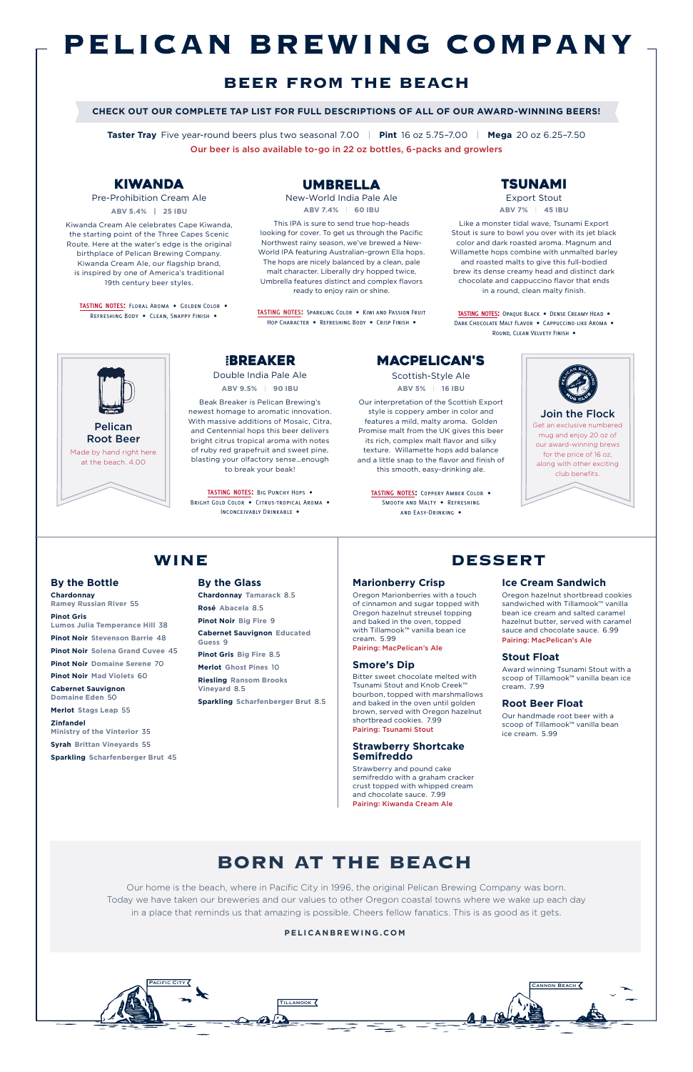# PELICAN BREWING COMPANY

## BEER FROM THE BEACH

**CHECK OUT OUR COMPLETE TAP LIST FOR FULL DESCRIPTIONS OF ALL OF OUR AWARD-WINNING BEERS!**

**Taster Tray** Five year-round beers plus two seasonal 7.00 | **Pint** 16 oz 5.75–7.00 | **Mega** 20 oz 6.25–7.50

Our beer is also available to-go in 22 oz bottles, 6-packs and growlers

### KIWANDA

Pre-Prohibition Cream Ale

ABV 5.4% | 25 IBU

Kiwanda Cream Ale celebrates Cape Kiwanda, the starting point of the Three Capes Scenic Route. Here at the water's edge is the original birthplace of Pelican Brewing Company. Kiwanda Cream Ale, our flagship brand, is inspired by one of America's traditional 19th century beer styles.

TASTING NOTES: Floral Aroma • Golden Color • Refreshing Body • Clean, Snappy Finish •

### UMBRELLA

New-World India Pale Ale

ABV 7.4% | 60 IBU

This IPA is sure to send true hop-heads looking for cover. To get us through the Pacific Northwest rainy season, we've brewed a New-World IPA featuring Australian-grown Ella hops. The hops are nicely balanced by a clean, pale malt character. Liberally dry hopped twice, Umbrella features distinct and complex flavors ready to enjoy rain or shine.

TASTING NOTES: Sparkling Color • Kiwi and Passion Fruit Hop Character • Refreshing Body • Crisp Finish •

### TSUNAMI

Export Stout

ABV 7% | 45 IBU

Like a monster tidal wave, Tsunami Export Stout is sure to bowl you over with its jet black color and dark roasted aroma. Magnum and Willamette hops combine with unmalted barley and roasted malts to give this full-bodied brew its dense creamy head and distinct dark chocolate and cappuccino flavor that ends in a round, clean malty finish.

TASTING NOTES: Opaque Black • Dense Creamy Head • Dark Chocolate Malt Flavor • Cappuccino-like Aroma • Round, Clean Velvety Finish •

### Pelican Root Beer

Made by hand right here at the beach. 4.00

### THE BREAKER

Double India Pale Ale

ABV 9.5% | 90 IBU

Beak Breaker is Pelican Brewing's newest homage to aromatic innovation. With massive additions of Mosaic, Citra, and Centennial hops this beer delivers bright citrus tropical aroma with notes of ruby red grapefruit and sweet pine, blasting your olfactory sense...enough to break your beak!

TASTING NOTES: Big Punchy Hops • Bright Gold Color • Citrus-Tropical Aroma • Inconceivably Drinkable •

### MACPELICAN'S

Scottish-Style Ale

ABV 5% | 16 IBU

Our interpretation of the Scottish Export style is coppery amber in color and features a mild, malty aroma. Golden Promise malt from the UK gives this beer its rich, complex malt flavor and silky texture. Willamette hops add balance and a little snap to the flavor and finish of this smooth, easy-drinking ale.

TASTING NOTES: Coppery Amber Color • Smooth and Malty • Refreshing and Easy-Drinking •

### Join the Flock

Get an exclusive numbered mug and enjoy 20 oz of our award-winning brews for the price of 16 oz, along with other exciting club benefits.

## WINE

### By the Bottle

**Chardonnay** Ramey Russian River 55

**Pinot Gris** Lumos Julia Temperance Hill 38

**Pinot Noir** Stevenson Barrie 48

**Pinot Noir** Solena Grand Cuvee 45

**Pinot Noir** Domaine Serene 70

**Pinot Noir** Mad Violets 60

**Cabernet Sauvignon** Domaine Eden 50

**Merlot** Stags Leap 55

**Zinfandel** Ministry of the Vinterior 35

**Syrah** Brittan Vineyards 55

**Sparkling** Scharfenberger Brut 45

### By the Glass

**Chardonnay** Tamarack 8.5

**Rosé** Abacela 8.5

**Pinot Noir** Big Fire 9

**Cabernet Sauvignon** Educated Guess 9

**Pinot Gris** Big Fire 8.5

**Merlot** Ghost Pines 10

**Riesling** Ransom Brooks Vineyard 8.5

**Sparkling** Scharfenberger Brut 8.5

## DESSERT

### Marionberry Crisp

Oregon Marionberries with a touch of cinnamon and sugar topped with Oregon hazelnut streusel topping and baked in the oven, topped with Tillamook™ vanilla bean ice cream. 5.99

Pairing: MacPelican's Ale

### Smore's Dip

Bitter sweet chocolate melted with Tsunami Stout and Knob Creek™ bourbon, topped with marshmallows and baked in the oven until golden brown, served with Oregon hazelnut shortbread cookies. 7.99

Pairing: Tsunami Stout

### Strawberry Shortcake Semifreddo

Strawberry and pound cake semifreddo with a graham cracker crust topped with whipped cream and chocolate sauce. 7.99

Pairing: Kiwanda Cream Ale

### Ice Cream Sandwich

Oregon hazelnut shortbread cookies sandwiched with Tillamook™ vanilla bean ice cream and salted caramel hazelnut butter, served with caramel sauce and chocolate sauce. 6.99

Pairing: MacPelican's Ale

### Stout Float

Award winning Tsunami Stout with a scoop of Tillamook™ vanilla bean ice cream. 7.99

### Root Beer Float

Our handmade root beer with a scoop of Tillamook™ vanilla bean ice cream. 5.99

## BORN AT THE BEACH

Our home is the beach, where in Pacific City in 1996, the original Pelican Brewing Company was born. Today we have taken our breweries and our values to other Oregon coastal towns where we wake up each day in a place that reminds us that amazing is possible. Cheers fellow fanatics. This is as good as it gets.

**PELICANBREWING.COM**

Pacific City · Tillamook · Cannon Beach